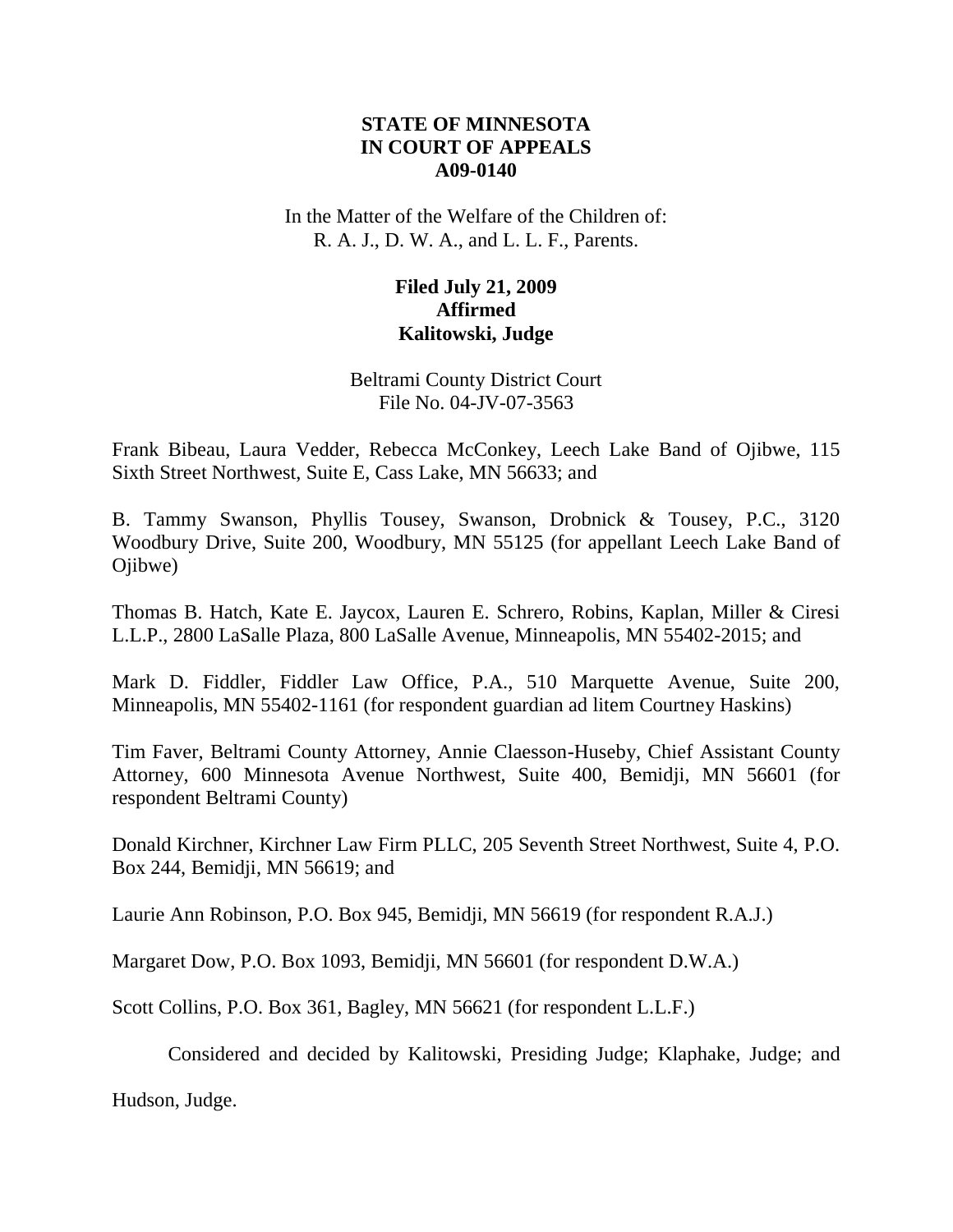**STATE OF MINNESOTA**
**IN COURT OF APPEALS**
**A09-0140**

In the Matter of the Welfare of the Children of:
R. A. J., D. W. A., and L. L. F., Parents.

**Filed July 21, 2009**
**Affirmed**
**Kalitowski, Judge**

Beltrami County District Court
File No. 04-JV-07-3563

Frank Bibeau, Laura Vedder, Rebecca McConkey, Leech Lake Band of Ojibwe, 115 Sixth Street Northwest, Suite E, Cass Lake, MN 56633; and

B. Tammy Swanson, Phyllis Tousey, Swanson, Drobnick & Tousey, P.C., 3120 Woodbury Drive, Suite 200, Woodbury, MN 55125 (for appellant Leech Lake Band of Ojibwe)

Thomas B. Hatch, Kate E. Jaycox, Lauren E. Schrero, Robins, Kaplan, Miller & Ciresi L.L.P., 2800 LaSalle Plaza, 800 LaSalle Avenue, Minneapolis, MN 55402-2015; and

Mark D. Fiddler, Fiddler Law Office, P.A., 510 Marquette Avenue, Suite 200, Minneapolis, MN 55402-1161 (for respondent guardian ad litem Courtney Haskins)

Tim Faver, Beltrami County Attorney, Annie Claesson-Huseby, Chief Assistant County Attorney, 600 Minnesota Avenue Northwest, Suite 400, Bemidji, MN 56601 (for respondent Beltrami County)

Donald Kirchner, Kirchner Law Firm PLLC, 205 Seventh Street Northwest, Suite 4, P.O. Box 244, Bemidji, MN 56619; and

Laurie Ann Robinson, P.O. Box 945, Bemidji, MN 56619 (for respondent R.A.J.)

Margaret Dow, P.O. Box 1093, Bemidji, MN 56601 (for respondent D.W.A.)

Scott Collins, P.O. Box 361, Bagley, MN 56621 (for respondent L.L.F.)

Considered and decided by Kalitowski, Presiding Judge; Klaphake, Judge; and Hudson, Judge.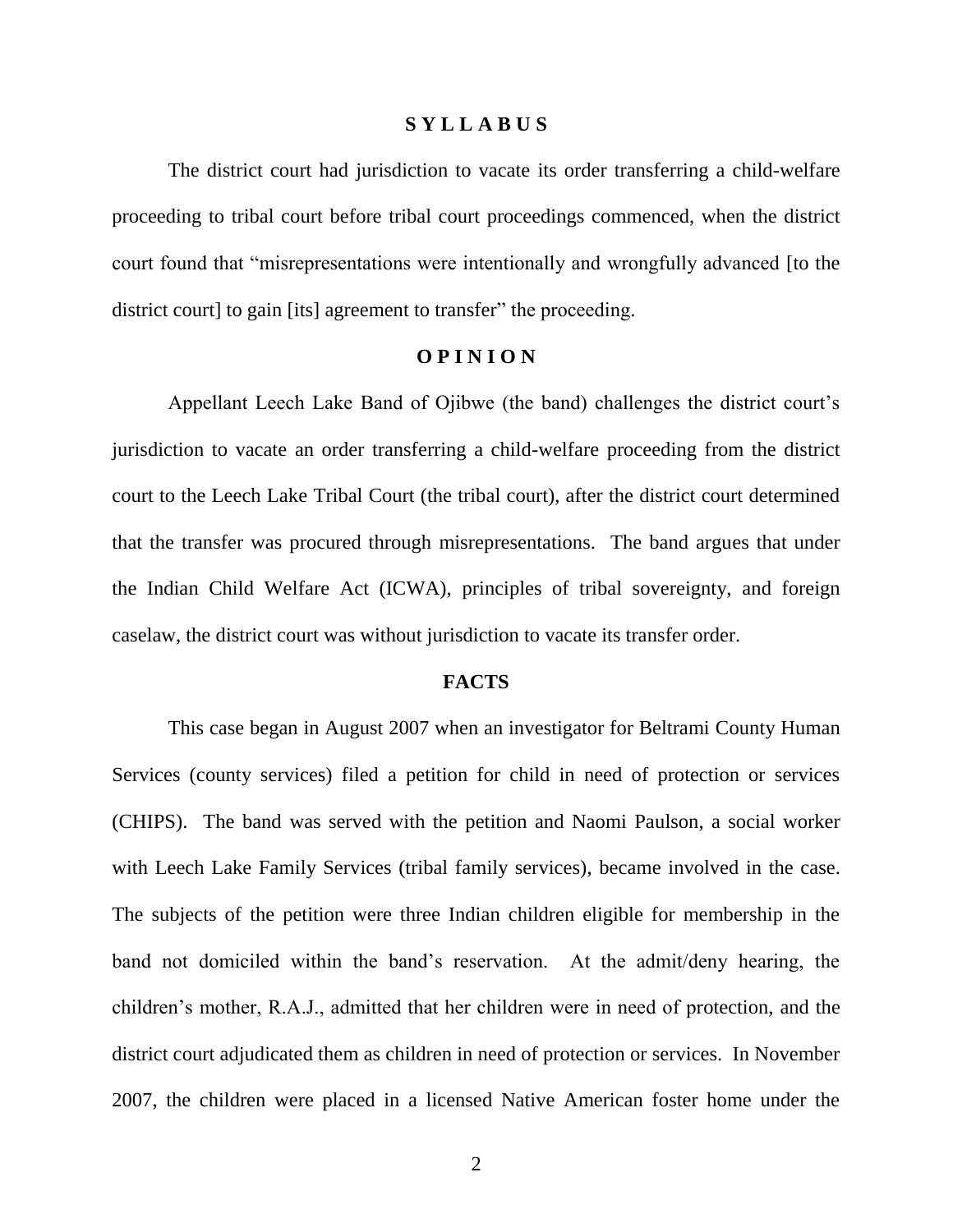## SYLLABUS

The district court had jurisdiction to vacate its order transferring a child-welfare proceeding to tribal court before tribal court proceedings commenced, when the district court found that "misrepresentations were intentionally and wrongfully advanced [to the district court] to gain [its] agreement to transfer" the proceeding.

## OPINION

Appellant Leech Lake Band of Ojibwe (the band) challenges the district court's jurisdiction to vacate an order transferring a child-welfare proceeding from the district court to the Leech Lake Tribal Court (the tribal court), after the district court determined that the transfer was procured through misrepresentations. The band argues that under the Indian Child Welfare Act (ICWA), principles of tribal sovereignty, and foreign caselaw, the district court was without jurisdiction to vacate its transfer order.

## FACTS

This case began in August 2007 when an investigator for Beltrami County Human Services (county services) filed a petition for child in need of protection or services (CHIPS). The band was served with the petition and Naomi Paulson, a social worker with Leech Lake Family Services (tribal family services), became involved in the case. The subjects of the petition were three Indian children eligible for membership in the band not domiciled within the band's reservation. At the admit/deny hearing, the children's mother, R.A.J., admitted that her children were in need of protection, and the district court adjudicated them as children in need of protection or services. In November 2007, the children were placed in a licensed Native American foster home under the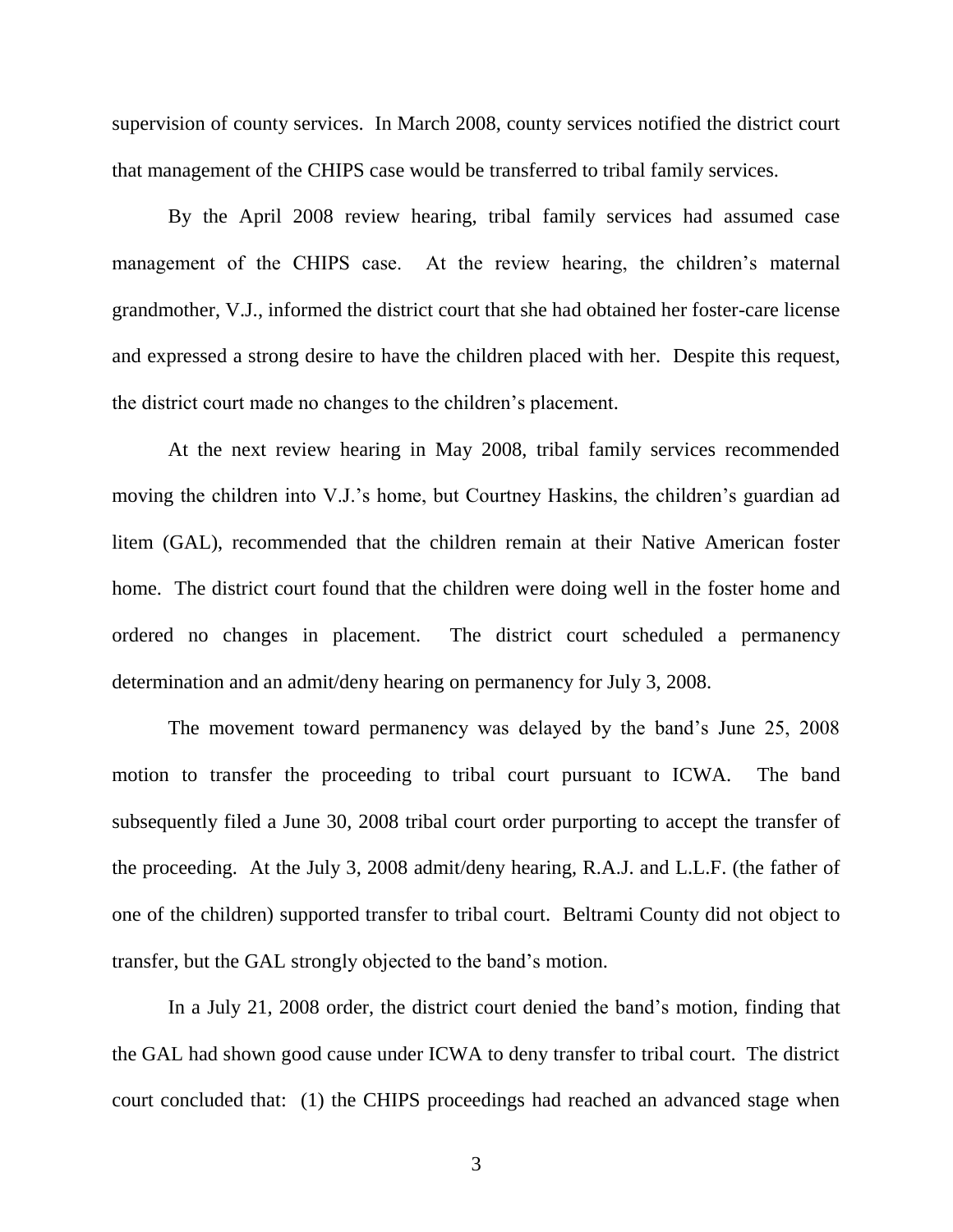supervision of county services. In March 2008, county services notified the district court that management of the CHIPS case would be transferred to tribal family services.

By the April 2008 review hearing, tribal family services had assumed case management of the CHIPS case. At the review hearing, the children's maternal grandmother, V.J., informed the district court that she had obtained her foster-care license and expressed a strong desire to have the children placed with her. Despite this request, the district court made no changes to the children's placement.

At the next review hearing in May 2008, tribal family services recommended moving the children into V.J.'s home, but Courtney Haskins, the children's guardian ad litem (GAL), recommended that the children remain at their Native American foster home. The district court found that the children were doing well in the foster home and ordered no changes in placement. The district court scheduled a permanency determination and an admit/deny hearing on permanency for July 3, 2008.

The movement toward permanency was delayed by the band's June 25, 2008 motion to transfer the proceeding to tribal court pursuant to ICWA. The band subsequently filed a June 30, 2008 tribal court order purporting to accept the transfer of the proceeding. At the July 3, 2008 admit/deny hearing, R.A.J. and L.L.F. (the father of one of the children) supported transfer to tribal court. Beltrami County did not object to transfer, but the GAL strongly objected to the band's motion.

In a July 21, 2008 order, the district court denied the band's motion, finding that the GAL had shown good cause under ICWA to deny transfer to tribal court. The district court concluded that: (1) the CHIPS proceedings had reached an advanced stage when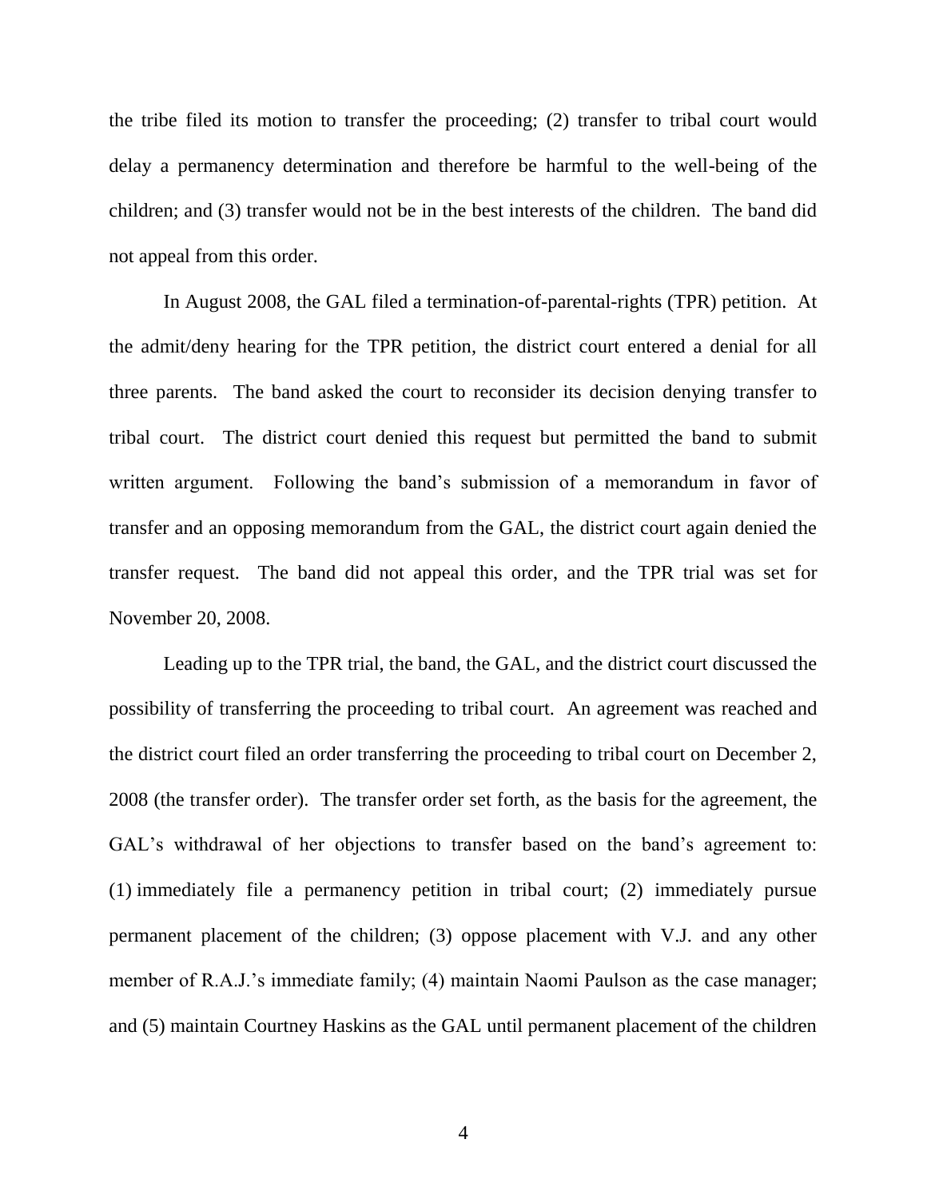the tribe filed its motion to transfer the proceeding; (2) transfer to tribal court would delay a permanency determination and therefore be harmful to the well-being of the children; and (3) transfer would not be in the best interests of the children. The band did not appeal from this order.

In August 2008, the GAL filed a termination-of-parental-rights (TPR) petition. At the admit/deny hearing for the TPR petition, the district court entered a denial for all three parents. The band asked the court to reconsider its decision denying transfer to tribal court. The district court denied this request but permitted the band to submit written argument. Following the band's submission of a memorandum in favor of transfer and an opposing memorandum from the GAL, the district court again denied the transfer request. The band did not appeal this order, and the TPR trial was set for November 20, 2008.

Leading up to the TPR trial, the band, the GAL, and the district court discussed the possibility of transferring the proceeding to tribal court. An agreement was reached and the district court filed an order transferring the proceeding to tribal court on December 2, 2008 (the transfer order). The transfer order set forth, as the basis for the agreement, the GAL's withdrawal of her objections to transfer based on the band's agreement to: (1) immediately file a permanency petition in tribal court; (2) immediately pursue permanent placement of the children; (3) oppose placement with V.J. and any other member of R.A.J.'s immediate family; (4) maintain Naomi Paulson as the case manager; and (5) maintain Courtney Haskins as the GAL until permanent placement of the children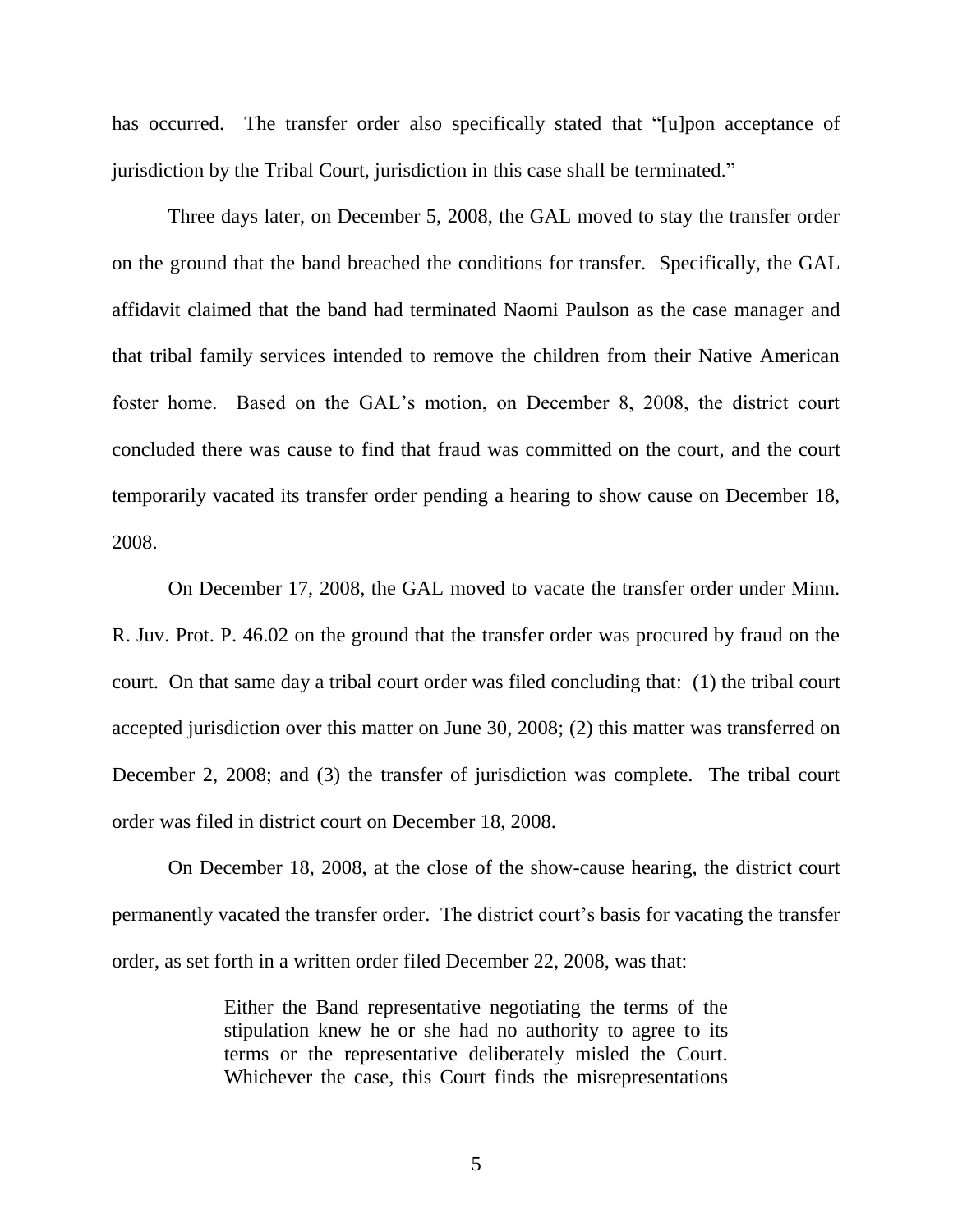has occurred. The transfer order also specifically stated that "[u]pon acceptance of jurisdiction by the Tribal Court, jurisdiction in this case shall be terminated."

Three days later, on December 5, 2008, the GAL moved to stay the transfer order on the ground that the band breached the conditions for transfer. Specifically, the GAL affidavit claimed that the band had terminated Naomi Paulson as the case manager and that tribal family services intended to remove the children from their Native American foster home. Based on the GAL's motion, on December 8, 2008, the district court concluded there was cause to find that fraud was committed on the court, and the court temporarily vacated its transfer order pending a hearing to show cause on December 18, 2008.

On December 17, 2008, the GAL moved to vacate the transfer order under Minn. R. Juv. Prot. P. 46.02 on the ground that the transfer order was procured by fraud on the court. On that same day a tribal court order was filed concluding that: (1) the tribal court accepted jurisdiction over this matter on June 30, 2008; (2) this matter was transferred on December 2, 2008; and (3) the transfer of jurisdiction was complete. The tribal court order was filed in district court on December 18, 2008.

On December 18, 2008, at the close of the show-cause hearing, the district court permanently vacated the transfer order. The district court's basis for vacating the transfer order, as set forth in a written order filed December 22, 2008, was that:

> Either the Band representative negotiating the terms of the stipulation knew he or she had no authority to agree to its terms or the representative deliberately misled the Court. Whichever the case, this Court finds the misrepresentations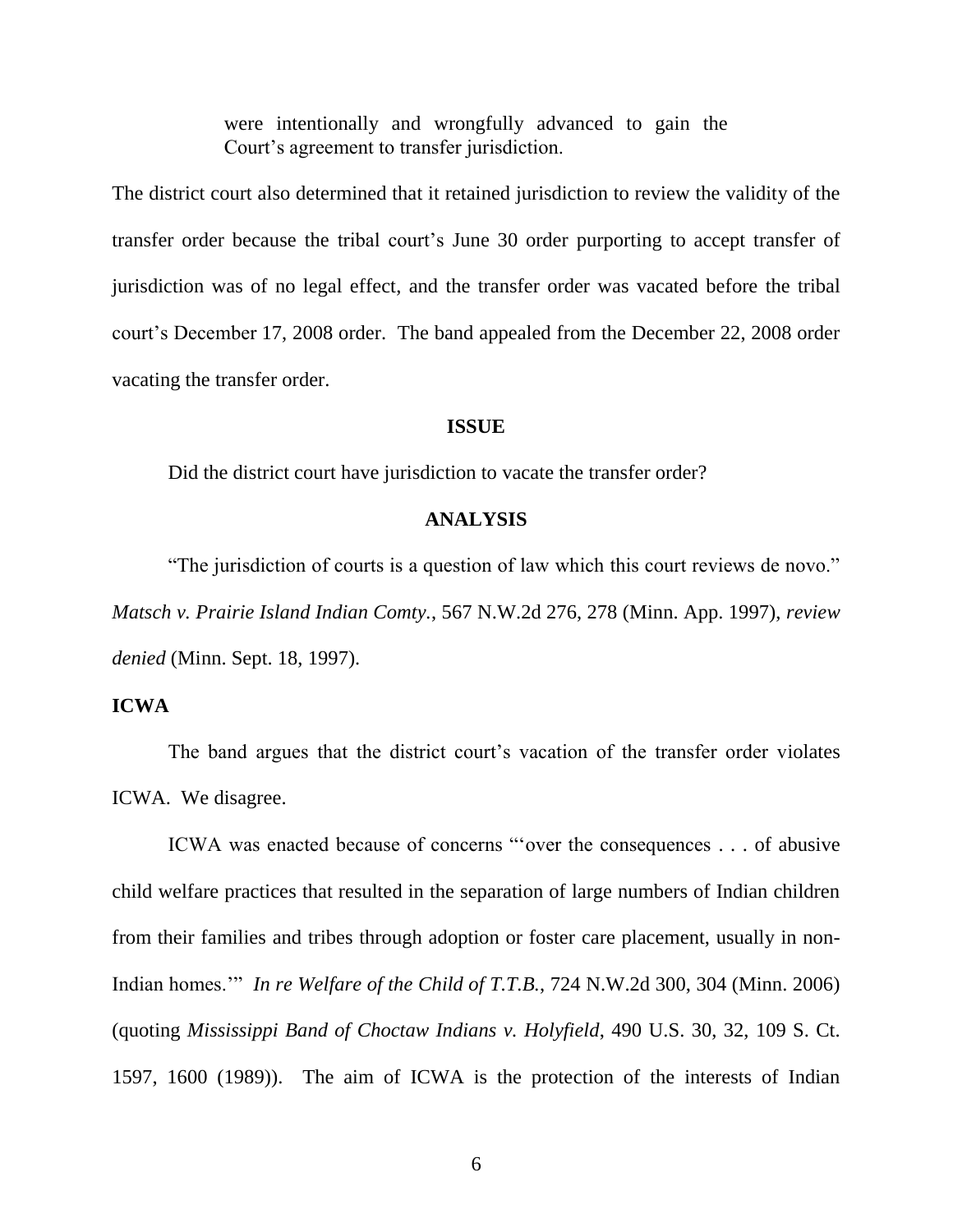> were intentionally and wrongfully advanced to gain the Court's agreement to transfer jurisdiction.

The district court also determined that it retained jurisdiction to review the validity of the transfer order because the tribal court's June 30 order purporting to accept transfer of jurisdiction was of no legal effect, and the transfer order was vacated before the tribal court's December 17, 2008 order. The band appealed from the December 22, 2008 order vacating the transfer order.

**ISSUE**

Did the district court have jurisdiction to vacate the transfer order?

**ANALYSIS**

"The jurisdiction of courts is a question of law which this court reviews de novo." *Matsch v. Prairie Island Indian Comty.*, 567 N.W.2d 276, 278 (Minn. App. 1997), *review denied* (Minn. Sept. 18, 1997).

**ICWA**

The band argues that the district court's vacation of the transfer order violates ICWA. We disagree.

ICWA was enacted because of concerns "'over the consequences . . . of abusive child welfare practices that resulted in the separation of large numbers of Indian children from their families and tribes through adoption or foster care placement, usually in non-Indian homes.'" *In re Welfare of the Child of T.T.B.*, 724 N.W.2d 300, 304 (Minn. 2006) (quoting *Mississippi Band of Choctaw Indians v. Holyfield*, 490 U.S. 30, 32, 109 S. Ct. 1597, 1600 (1989)). The aim of ICWA is the protection of the interests of Indian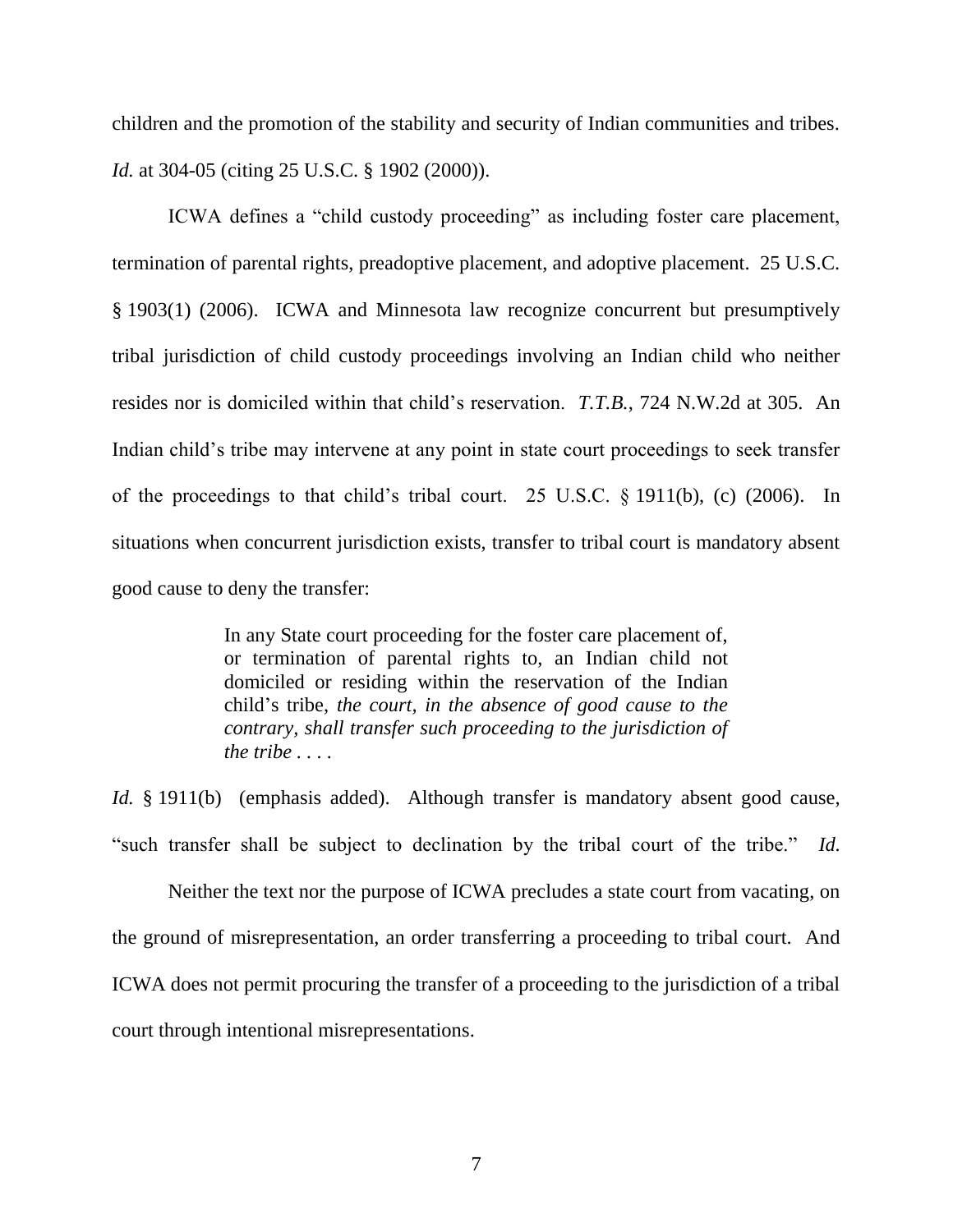children and the promotion of the stability and security of Indian communities and tribes. *Id.* at 304-05 (citing 25 U.S.C. § 1902 (2000)).

ICWA defines a "child custody proceeding" as including foster care placement, termination of parental rights, preadoptive placement, and adoptive placement. 25 U.S.C. § 1903(1) (2006). ICWA and Minnesota law recognize concurrent but presumptively tribal jurisdiction of child custody proceedings involving an Indian child who neither resides nor is domiciled within that child's reservation. *T.T.B.*, 724 N.W.2d at 305. An Indian child's tribe may intervene at any point in state court proceedings to seek transfer of the proceedings to that child's tribal court. 25 U.S.C. § 1911(b), (c) (2006). In situations when concurrent jurisdiction exists, transfer to tribal court is mandatory absent good cause to deny the transfer:

> In any State court proceeding for the foster care placement of, or termination of parental rights to, an Indian child not domiciled or residing within the reservation of the Indian child's tribe, *the court, in the absence of good cause to the contrary, shall transfer such proceeding to the jurisdiction of the tribe* . . . .

*Id.* § 1911(b) (emphasis added). Although transfer is mandatory absent good cause, "such transfer shall be subject to declination by the tribal court of the tribe." *Id.*

Neither the text nor the purpose of ICWA precludes a state court from vacating, on the ground of misrepresentation, an order transferring a proceeding to tribal court. And ICWA does not permit procuring the transfer of a proceeding to the jurisdiction of a tribal court through intentional misrepresentations.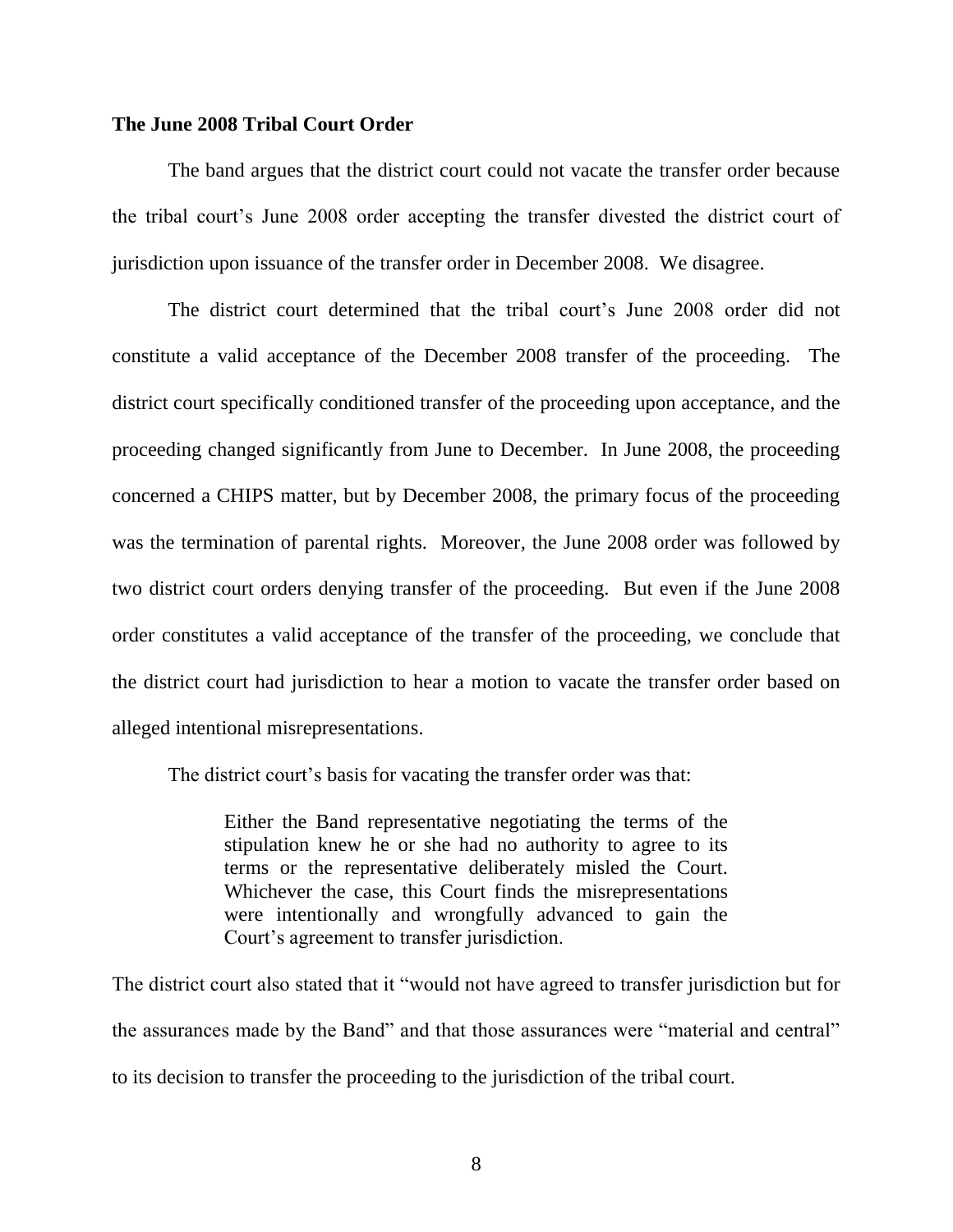**The June 2008 Tribal Court Order**

The band argues that the district court could not vacate the transfer order because the tribal court's June 2008 order accepting the transfer divested the district court of jurisdiction upon issuance of the transfer order in December 2008. We disagree.

The district court determined that the tribal court's June 2008 order did not constitute a valid acceptance of the December 2008 transfer of the proceeding. The district court specifically conditioned transfer of the proceeding upon acceptance, and the proceeding changed significantly from June to December. In June 2008, the proceeding concerned a CHIPS matter, but by December 2008, the primary focus of the proceeding was the termination of parental rights. Moreover, the June 2008 order was followed by two district court orders denying transfer of the proceeding. But even if the June 2008 order constitutes a valid acceptance of the transfer of the proceeding, we conclude that the district court had jurisdiction to hear a motion to vacate the transfer order based on alleged intentional misrepresentations.

The district court's basis for vacating the transfer order was that:

> Either the Band representative negotiating the terms of the stipulation knew he or she had no authority to agree to its terms or the representative deliberately misled the Court. Whichever the case, this Court finds the misrepresentations were intentionally and wrongfully advanced to gain the Court's agreement to transfer jurisdiction.

The district court also stated that it "would not have agreed to transfer jurisdiction but for the assurances made by the Band" and that those assurances were "material and central" to its decision to transfer the proceeding to the jurisdiction of the tribal court.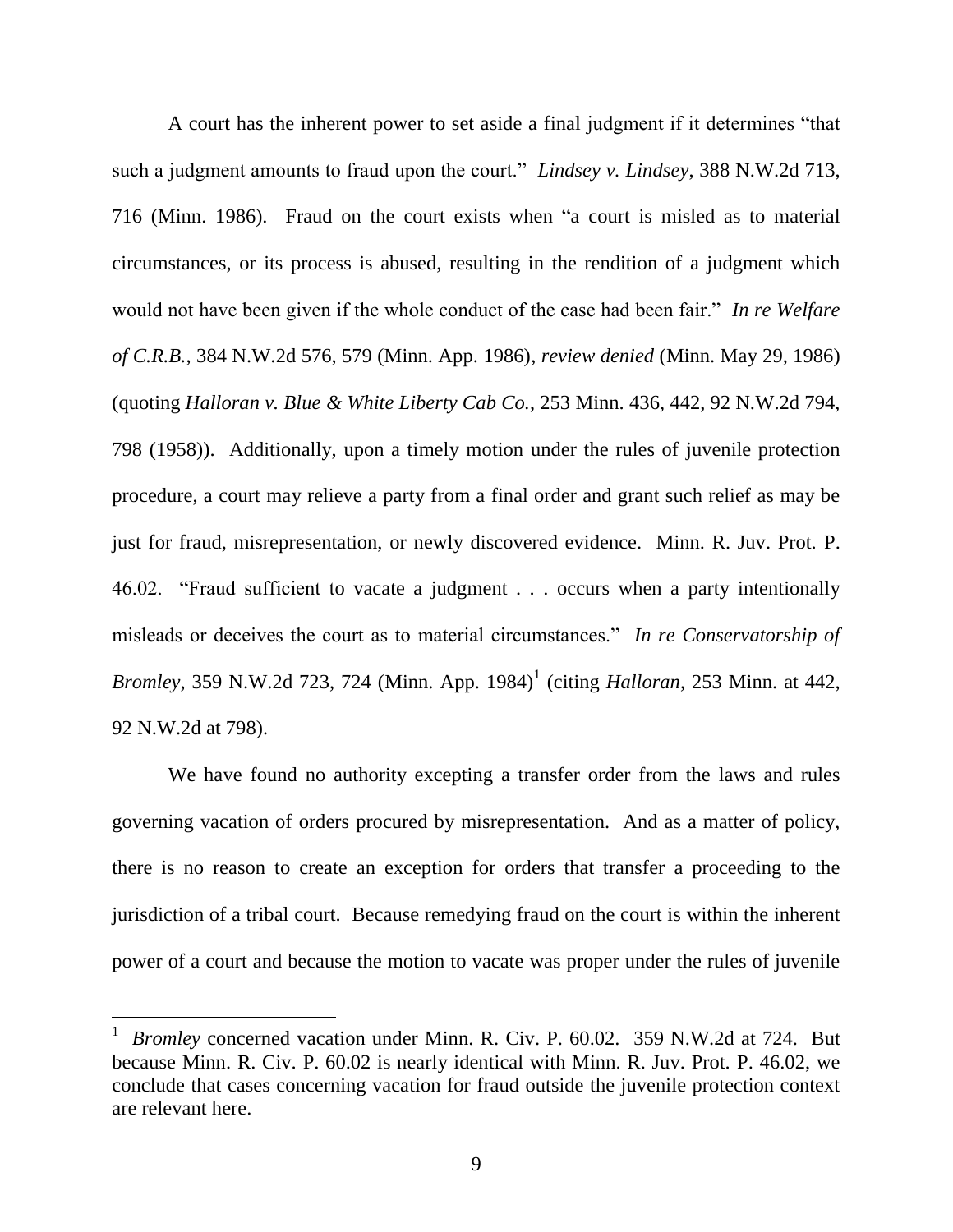A court has the inherent power to set aside a final judgment if it determines "that such a judgment amounts to fraud upon the court." *Lindsey v. Lindsey*, 388 N.W.2d 713, 716 (Minn. 1986). Fraud on the court exists when "a court is misled as to material circumstances, or its process is abused, resulting in the rendition of a judgment which would not have been given if the whole conduct of the case had been fair." *In re Welfare of C.R.B.*, 384 N.W.2d 576, 579 (Minn. App. 1986), *review denied* (Minn. May 29, 1986) (quoting *Halloran v. Blue & White Liberty Cab Co.*, 253 Minn. 436, 442, 92 N.W.2d 794, 798 (1958)). Additionally, upon a timely motion under the rules of juvenile protection procedure, a court may relieve a party from a final order and grant such relief as may be just for fraud, misrepresentation, or newly discovered evidence. Minn. R. Juv. Prot. P. 46.02. "Fraud sufficient to vacate a judgment . . . occurs when a party intentionally misleads or deceives the court as to material circumstances." *In re Conservatorship of Bromley*, 359 N.W.2d 723, 724 (Minn. App. 1984)[1] (citing *Halloran*, 253 Minn. at 442, 92 N.W.2d at 798).

We have found no authority excepting a transfer order from the laws and rules governing vacation of orders procured by misrepresentation. And as a matter of policy, there is no reason to create an exception for orders that transfer a proceeding to the jurisdiction of a tribal court. Because remedying fraud on the court is within the inherent power of a court and because the motion to vacate was proper under the rules of juvenile

[1] *Bromley* concerned vacation under Minn. R. Civ. P. 60.02. 359 N.W.2d at 724. But because Minn. R. Civ. P. 60.02 is nearly identical with Minn. R. Juv. Prot. P. 46.02, we conclude that cases concerning vacation for fraud outside the juvenile protection context are relevant here.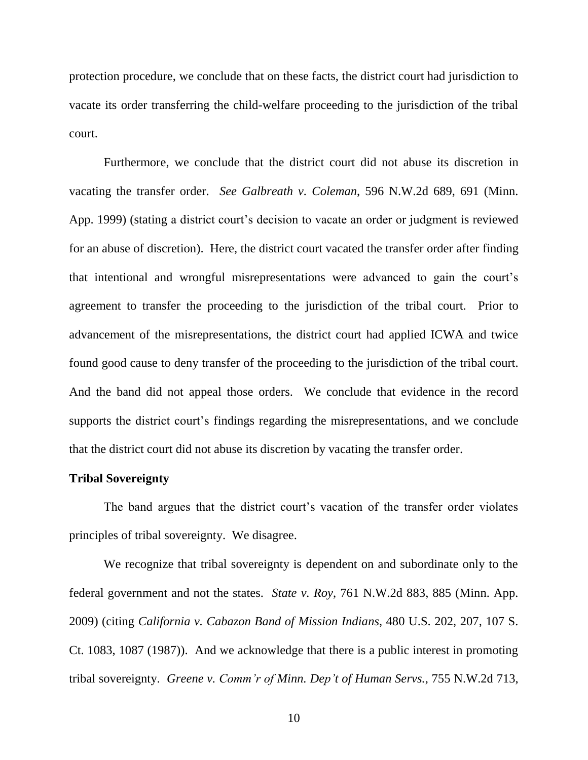protection procedure, we conclude that on these facts, the district court had jurisdiction to vacate its order transferring the child-welfare proceeding to the jurisdiction of the tribal court.

Furthermore, we conclude that the district court did not abuse its discretion in vacating the transfer order. *See Galbreath v. Coleman*, 596 N.W.2d 689, 691 (Minn. App. 1999) (stating a district court's decision to vacate an order or judgment is reviewed for an abuse of discretion). Here, the district court vacated the transfer order after finding that intentional and wrongful misrepresentations were advanced to gain the court's agreement to transfer the proceeding to the jurisdiction of the tribal court. Prior to advancement of the misrepresentations, the district court had applied ICWA and twice found good cause to deny transfer of the proceeding to the jurisdiction of the tribal court. And the band did not appeal those orders. We conclude that evidence in the record supports the district court's findings regarding the misrepresentations, and we conclude that the district court did not abuse its discretion by vacating the transfer order.

**Tribal Sovereignty**

The band argues that the district court's vacation of the transfer order violates principles of tribal sovereignty. We disagree.

We recognize that tribal sovereignty is dependent on and subordinate only to the federal government and not the states. *State v. Roy*, 761 N.W.2d 883, 885 (Minn. App. 2009) (citing *California v. Cabazon Band of Mission Indians*, 480 U.S. 202, 207, 107 S. Ct. 1083, 1087 (1987)). And we acknowledge that there is a public interest in promoting tribal sovereignty. *Greene v. Comm'r of Minn. Dep't of Human Servs.*, 755 N.W.2d 713,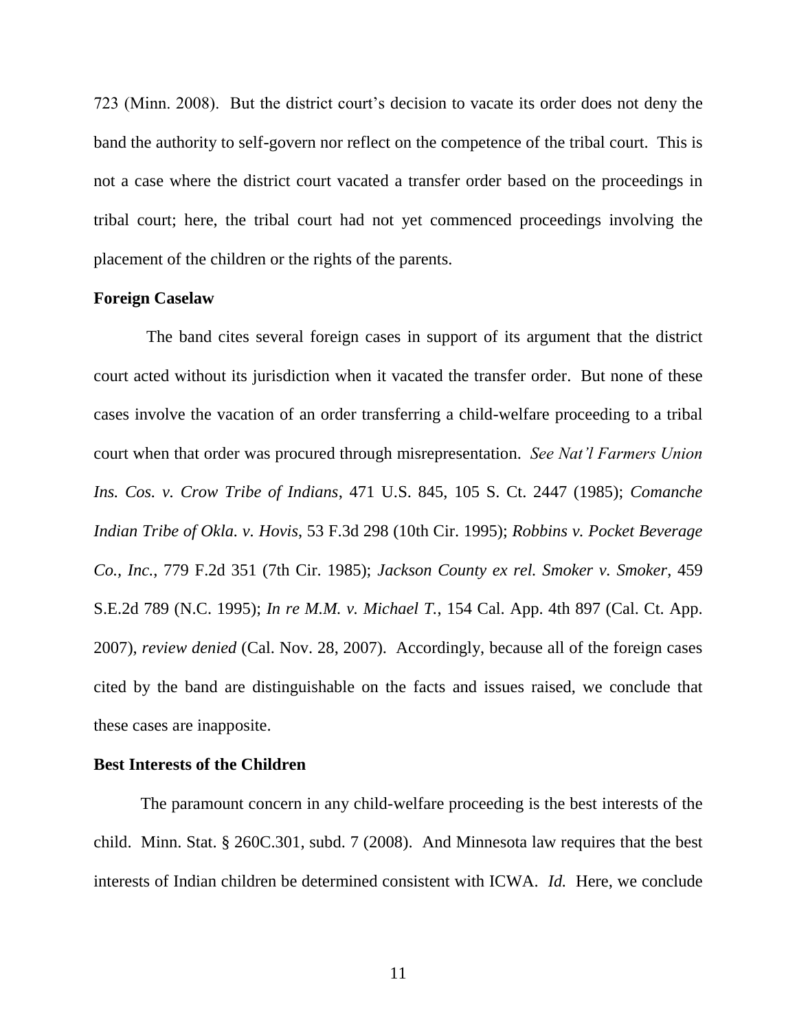723 (Minn. 2008). But the district court's decision to vacate its order does not deny the band the authority to self-govern nor reflect on the competence of the tribal court. This is not a case where the district court vacated a transfer order based on the proceedings in tribal court; here, the tribal court had not yet commenced proceedings involving the placement of the children or the rights of the parents.

**Foreign Caselaw**

The band cites several foreign cases in support of its argument that the district court acted without its jurisdiction when it vacated the transfer order. But none of these cases involve the vacation of an order transferring a child-welfare proceeding to a tribal court when that order was procured through misrepresentation. *See Nat'l Farmers Union Ins. Cos. v. Crow Tribe of Indians*, 471 U.S. 845, 105 S. Ct. 2447 (1985); *Comanche Indian Tribe of Okla. v. Hovis*, 53 F.3d 298 (10th Cir. 1995); *Robbins v. Pocket Beverage Co., Inc.*, 779 F.2d 351 (7th Cir. 1985); *Jackson County ex rel. Smoker v. Smoker*, 459 S.E.2d 789 (N.C. 1995); *In re M.M. v. Michael T.*, 154 Cal. App. 4th 897 (Cal. Ct. App. 2007), *review denied* (Cal. Nov. 28, 2007). Accordingly, because all of the foreign cases cited by the band are distinguishable on the facts and issues raised, we conclude that these cases are inapposite.

**Best Interests of the Children**

The paramount concern in any child-welfare proceeding is the best interests of the child. Minn. Stat. § 260C.301, subd. 7 (2008). And Minnesota law requires that the best interests of Indian children be determined consistent with ICWA. *Id.* Here, we conclude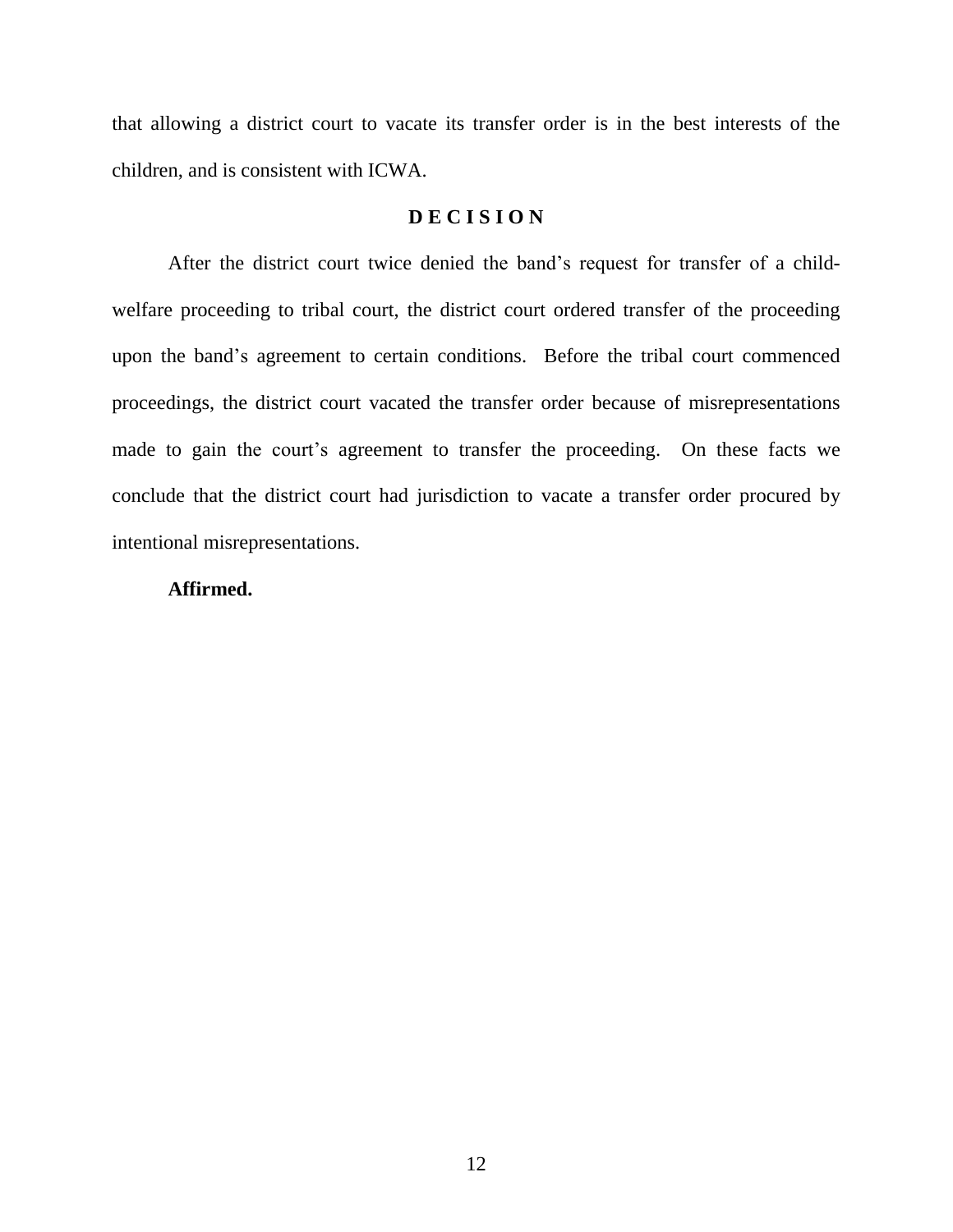that allowing a district court to vacate its transfer order is in the best interests of the children, and is consistent with ICWA.

## D E C I S I O N

After the district court twice denied the band's request for transfer of a child-welfare proceeding to tribal court, the district court ordered transfer of the proceeding upon the band's agreement to certain conditions. Before the tribal court commenced proceedings, the district court vacated the transfer order because of misrepresentations made to gain the court's agreement to transfer the proceeding. On these facts we conclude that the district court had jurisdiction to vacate a transfer order procured by intentional misrepresentations.

**Affirmed.**